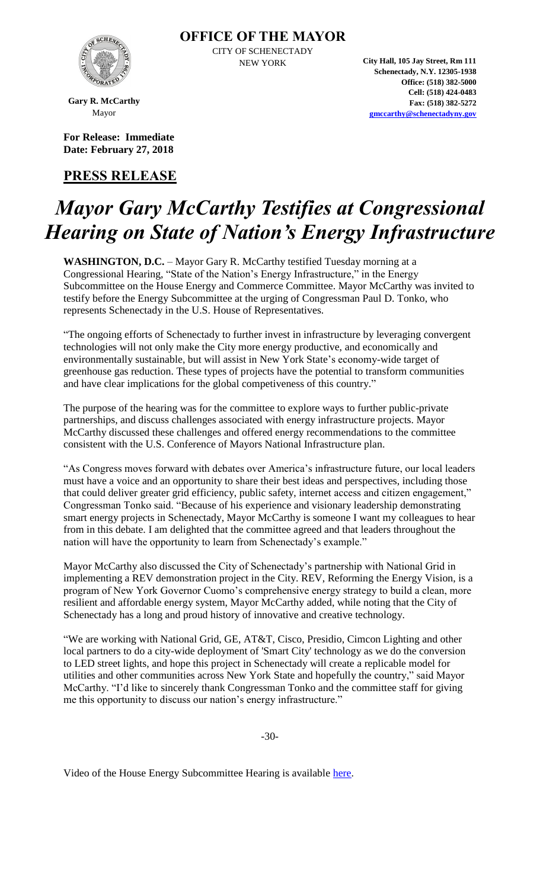**OFFICE OF THE MAYOR**

CITY OF SCHENECTADY
NEW YORK

**Gary R. McCarthy**
Mayor

**City Hall, 105 Jay Street, Rm 111**
**Schenectady, N.Y. 12305-1938**
**Office: (518) 382-5000**
**Cell: (518) 424-0483**
**Fax: (518) 382-5272**
**gmccarthy@schenectadyny.gov**

**For Release: Immediate**
**Date: February 27, 2018**

## PRESS RELEASE

# *Mayor Gary McCarthy Testifies at Congressional Hearing on State of Nation's Energy Infrastructure*

**WASHINGTON, D.C.** – Mayor Gary R. McCarthy testified Tuesday morning at a Congressional Hearing, "State of the Nation's Energy Infrastructure," in the Energy Subcommittee on the House Energy and Commerce Committee. Mayor McCarthy was invited to testify before the Energy Subcommittee at the urging of Congressman Paul D. Tonko, who represents Schenectady in the U.S. House of Representatives.

"The ongoing efforts of Schenectady to further invest in infrastructure by leveraging convergent technologies will not only make the City more energy productive, and economically and environmentally sustainable, but will assist in New York State's economy-wide target of greenhouse gas reduction. These types of projects have the potential to transform communities and have clear implications for the global competiveness of this country."

The purpose of the hearing was for the committee to explore ways to further public-private partnerships, and discuss challenges associated with energy infrastructure projects. Mayor McCarthy discussed these challenges and offered energy recommendations to the committee consistent with the U.S. Conference of Mayors National Infrastructure plan.

"As Congress moves forward with debates over America's infrastructure future, our local leaders must have a voice and an opportunity to share their best ideas and perspectives, including those that could deliver greater grid efficiency, public safety, internet access and citizen engagement," Congressman Tonko said. "Because of his experience and visionary leadership demonstrating smart energy projects in Schenectady, Mayor McCarthy is someone I want my colleagues to hear from in this debate. I am delighted that the committee agreed and that leaders throughout the nation will have the opportunity to learn from Schenectady's example."

Mayor McCarthy also discussed the City of Schenectady's partnership with National Grid in implementing a REV demonstration project in the City. REV, Reforming the Energy Vision, is a program of New York Governor Cuomo's comprehensive energy strategy to build a clean, more resilient and affordable energy system, Mayor McCarthy added, while noting that the City of Schenectady has a long and proud history of innovative and creative technology.

"We are working with National Grid, GE, AT&T, Cisco, Presidio, Cimcon Lighting and other local partners to do a city-wide deployment of 'Smart City' technology as we do the conversion to LED street lights, and hope this project in Schenectady will create a replicable model for utilities and other communities across New York State and hopefully the country," said Mayor McCarthy. "I'd like to sincerely thank Congressman Tonko and the committee staff for giving me this opportunity to discuss our nation's energy infrastructure."

-30-

Video of the House Energy Subcommittee Hearing is available here.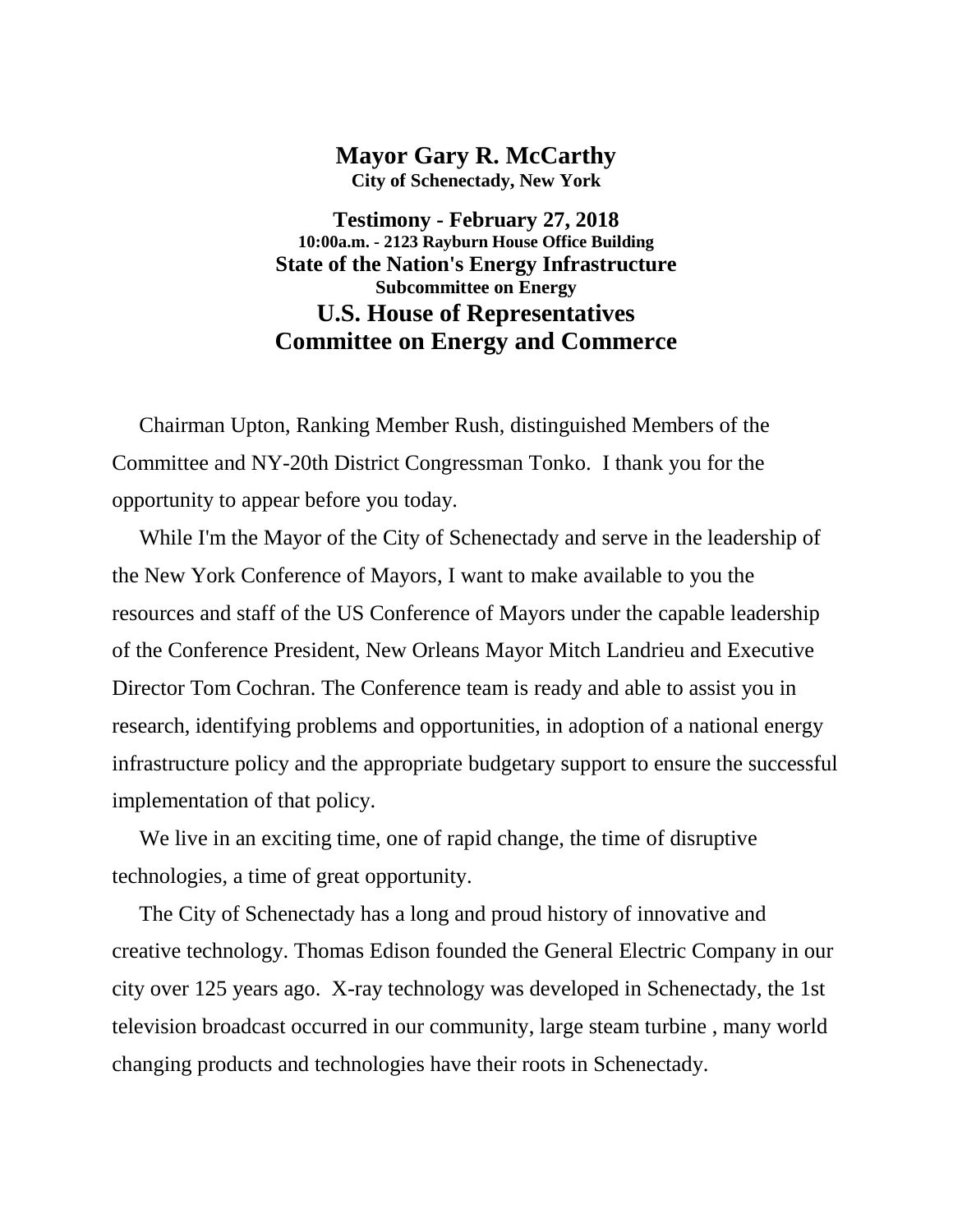# Mayor Gary R. McCarthy

**City of Schenectady, New York**

**Testimony - February 27, 2018**

**10:00a.m. - 2123 Rayburn House Office Building**

**State of the Nation's Energy Infrastructure**

**Subcommittee on Energy**

## U.S. House of Representatives

## Committee on Energy and Commerce

Chairman Upton, Ranking Member Rush, distinguished Members of the Committee and NY-20th District Congressman Tonko. I thank you for the opportunity to appear before you today.

While I'm the Mayor of the City of Schenectady and serve in the leadership of the New York Conference of Mayors, I want to make available to you the resources and staff of the US Conference of Mayors under the capable leadership of the Conference President, New Orleans Mayor Mitch Landrieu and Executive Director Tom Cochran. The Conference team is ready and able to assist you in research, identifying problems and opportunities, in adoption of a national energy infrastructure policy and the appropriate budgetary support to ensure the successful implementation of that policy.

We live in an exciting time, one of rapid change, the time of disruptive technologies, a time of great opportunity.

The City of Schenectady has a long and proud history of innovative and creative technology. Thomas Edison founded the General Electric Company in our city over 125 years ago. X-ray technology was developed in Schenectady, the 1st television broadcast occurred in our community, large steam turbine , many world changing products and technologies have their roots in Schenectady.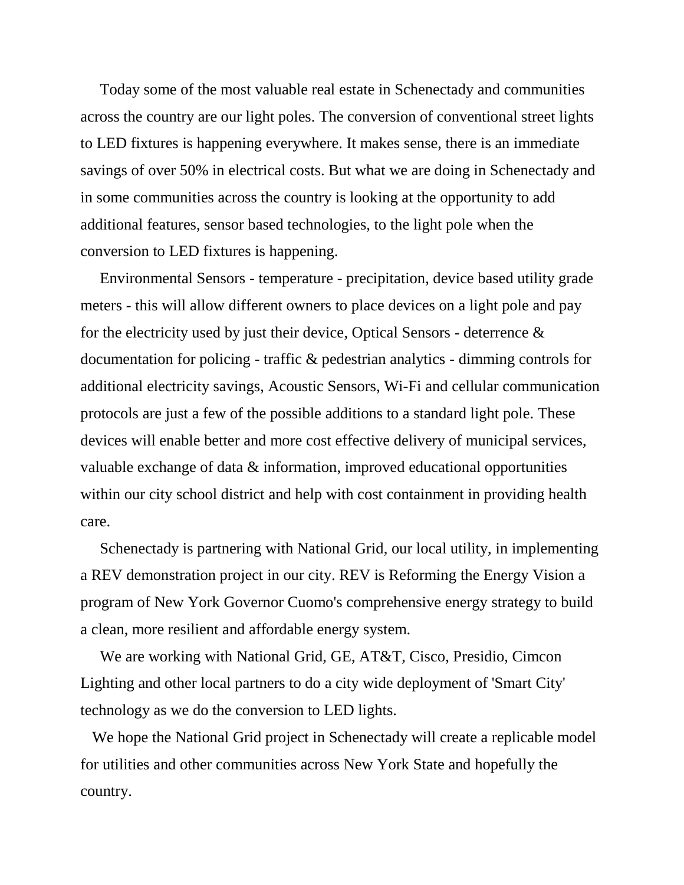Today some of the most valuable real estate in Schenectady and communities across the country are our light poles. The conversion of conventional street lights to LED fixtures is happening everywhere. It makes sense, there is an immediate savings of over 50% in electrical costs. But what we are doing in Schenectady and in some communities across the country is looking at the opportunity to add additional features, sensor based technologies, to the light pole when the conversion to LED fixtures is happening.

Environmental Sensors - temperature - precipitation, device based utility grade meters - this will allow different owners to place devices on a light pole and pay for the electricity used by just their device, Optical Sensors - deterrence & documentation for policing - traffic & pedestrian analytics - dimming controls for additional electricity savings, Acoustic Sensors, Wi-Fi and cellular communication protocols are just a few of the possible additions to a standard light pole. These devices will enable better and more cost effective delivery of municipal services, valuable exchange of data & information, improved educational opportunities within our city school district and help with cost containment in providing health care.

Schenectady is partnering with National Grid, our local utility, in implementing a REV demonstration project in our city. REV is Reforming the Energy Vision a program of New York Governor Cuomo's comprehensive energy strategy to build a clean, more resilient and affordable energy system.

We are working with National Grid, GE, AT&T, Cisco, Presidio, Cimcon Lighting and other local partners to do a city wide deployment of 'Smart City' technology as we do the conversion to LED lights.

We hope the National Grid project in Schenectady will create a replicable model for utilities and other communities across New York State and hopefully the country.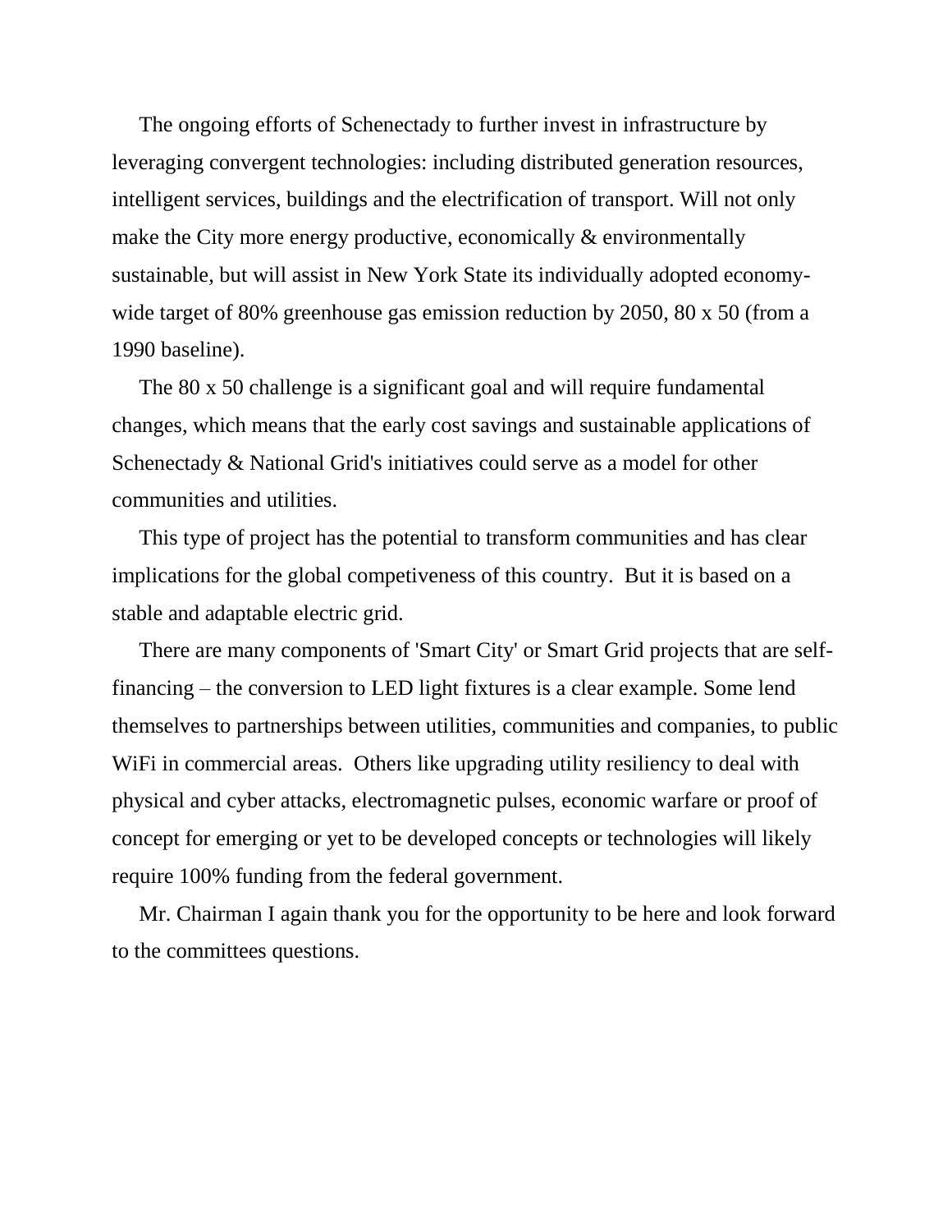The ongoing efforts of Schenectady to further invest in infrastructure by leveraging convergent technologies: including distributed generation resources, intelligent services, buildings and the electrification of transport. Will not only make the City more energy productive, economically & environmentally sustainable, but will assist in New York State its individually adopted economy-wide target of 80% greenhouse gas emission reduction by 2050, 80 x 50 (from a 1990 baseline).

The 80 x 50 challenge is a significant goal and will require fundamental changes, which means that the early cost savings and sustainable applications of Schenectady & National Grid's initiatives could serve as a model for other communities and utilities.

This type of project has the potential to transform communities and has clear implications for the global competiveness of this country. But it is based on a stable and adaptable electric grid.

There are many components of 'Smart City' or Smart Grid projects that are self-financing – the conversion to LED light fixtures is a clear example. Some lend themselves to partnerships between utilities, communities and companies, to public WiFi in commercial areas. Others like upgrading utility resiliency to deal with physical and cyber attacks, electromagnetic pulses, economic warfare or proof of concept for emerging or yet to be developed concepts or technologies will likely require 100% funding from the federal government.

Mr. Chairman I again thank you for the opportunity to be here and look forward to the committees questions.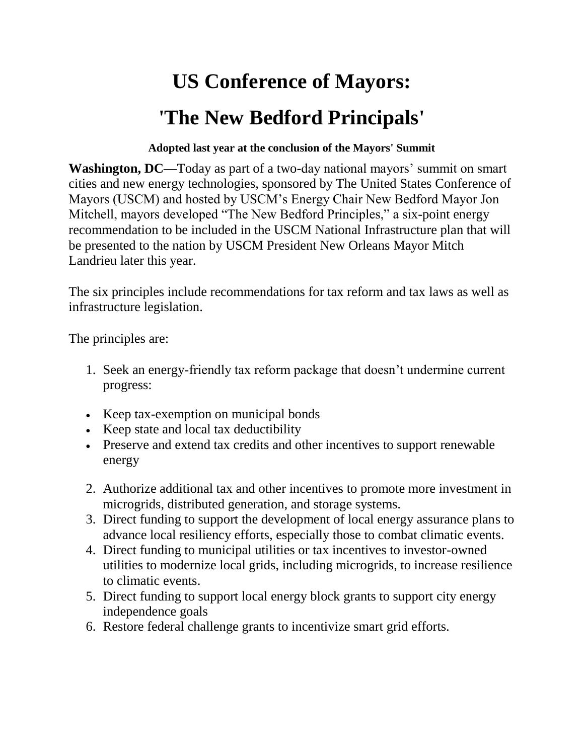# US Conference of Mayors:

# 'The New Bedford Principals'

**Adopted last year at the conclusion of the Mayors' Summit**

**Washington, DC—**Today as part of a two-day national mayors' summit on smart cities and new energy technologies, sponsored by The United States Conference of Mayors (USCM) and hosted by USCM's Energy Chair New Bedford Mayor Jon Mitchell, mayors developed "The New Bedford Principles," a six-point energy recommendation to be included in the USCM National Infrastructure plan that will be presented to the nation by USCM President New Orleans Mayor Mitch Landrieu later this year.

The six principles include recommendations for tax reform and tax laws as well as infrastructure legislation.

The principles are:

1. Seek an energy-friendly tax reform package that doesn't undermine current progress:

- Keep tax-exemption on municipal bonds
- Keep state and local tax deductibility
- Preserve and extend tax credits and other incentives to support renewable energy

2. Authorize additional tax and other incentives to promote more investment in microgrids, distributed generation, and storage systems.
3. Direct funding to support the development of local energy assurance plans to advance local resiliency efforts, especially those to combat climatic events.
4. Direct funding to municipal utilities or tax incentives to investor-owned utilities to modernize local grids, including microgrids, to increase resilience to climatic events.
5. Direct funding to support local energy block grants to support city energy independence goals
6. Restore federal challenge grants to incentivize smart grid efforts.